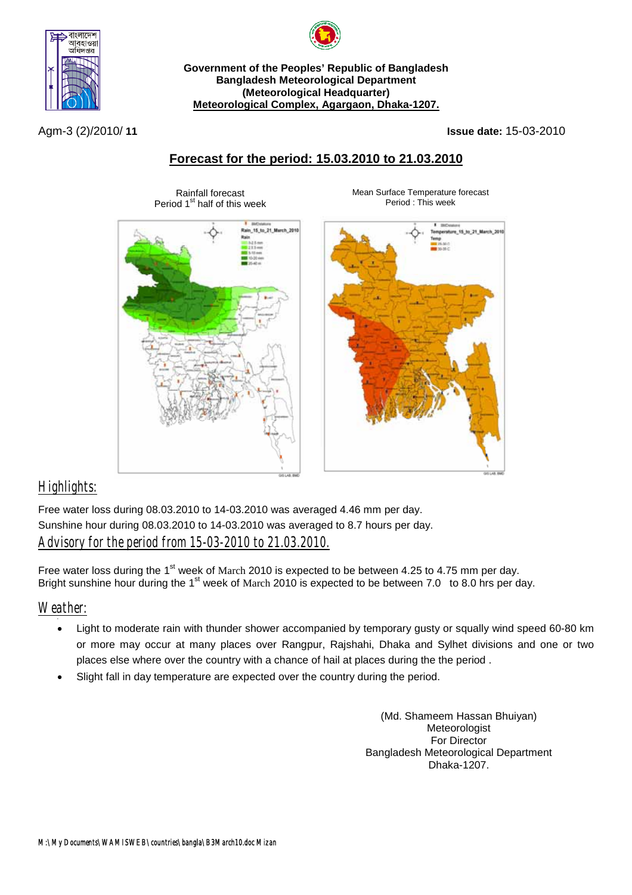**Government of the Peoples' Republic of Bangladesh**
**Bangladesh Meteorological Department**
**(Meteorological Headquarter)**
**Meteorological Complex, Agargaon, Dhaka-1207.**

Agm-3 (2)/2010/ **11**

**Issue date:** 15-03-2010

## Forecast for the period: 15.03.2010 to 21.03.2010

Rainfall forecast
Period 1st half of this week

Mean Surface Temperature forecast
Period : This week

## Highlights:

Free water loss during 08.03.2010 to 14-03.2010 was averaged 4.46 mm per day.
Sunshine hour during 08.03.2010 to 14-03.2010 was averaged to 8.7 hours per day.

## Advisory for the period from 15-03-2010 to 21.03.2010.

Free water loss during the 1st week of March 2010 is expected to be between 4.25 to 4.75 mm per day.
Bright sunshine hour during the 1st week of March 2010 is expected to be between 7.0 to 8.0 hrs per day.

## Weather:

- Light to moderate rain with thunder shower accompanied by temporary gusty or squally wind speed 60-80 km or more may occur at many places over Rangpur, Rajshahi, Dhaka and Sylhet divisions and one or two places else where over the country with a chance of hail at places during the the period .
- Slight fall in day temperature are expected over the country during the period.

(Md. Shameem Hassan Bhuiyan)
Meteorologist
For Director
Bangladesh Meteorological Department
Dhaka-1207.

M:\My Documents\WAMISWEB\countries\bangla\B3March10.doc Mizan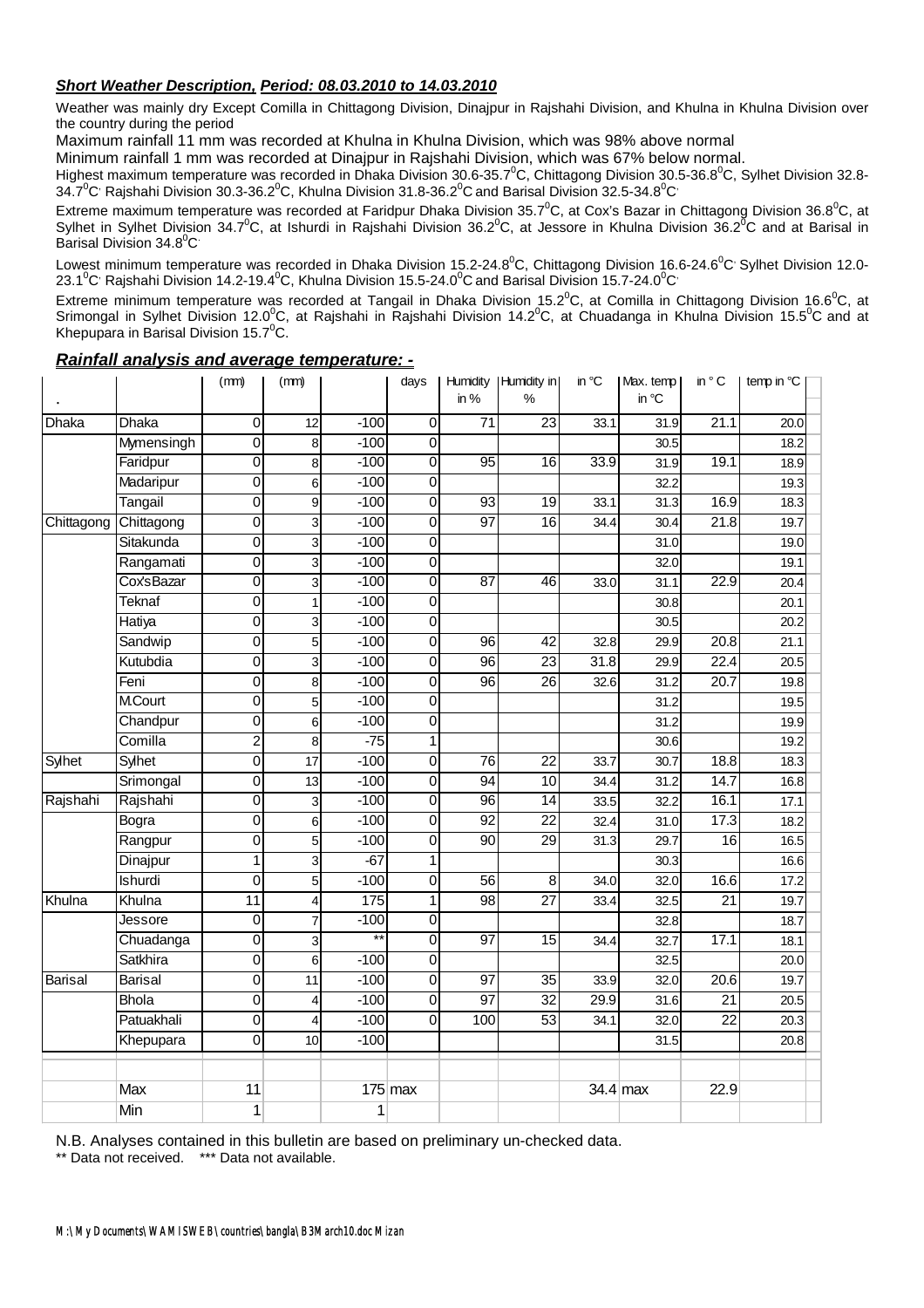***Short Weather Description, Period: 08.03.2010 to 14.03.2010***

Weather was mainly dry Except Comilla in Chittagong Division, Dinajpur in Rajshahi Division, and Khulna in Khulna Division over the country during the period

Maximum rainfall 11 mm was recorded at Khulna in Khulna Division, which was 98% above normal

Minimum rainfall 1 mm was recorded at Dinajpur in Rajshahi Division, which was 67% below normal.

Highest maximum temperature was recorded in Dhaka Division 30.6-35.7$^0$C, Chittagong Division 30.5-36.8$^0$C, Sylhet Division 32.8-34.7$^0$C, Rajshahi Division 30.3-36.2$^0$C, Khulna Division 31.8-36.2$^0$C and Barisal Division 32.5-34.8$^0$C.

Extreme maximum temperature was recorded at Faridpur Dhaka Division 35.7$^0$C, at Cox's Bazar in Chittagong Division 36.8$^0$C, at Sylhet in Sylhet Division 34.7$^0$C, at Ishurdi in Rajshahi Division 36.2$^0$C, at Jessore in Khulna Division 36.2$^0$C and at Barisal in Barisal Division 34.8$^0$C.

Lowest minimum temperature was recorded in Dhaka Division 15.2-24.8$^0$C, Chittagong Division 16.6-24.6$^0$C, Sylhet Division 12.0-23.1$^0$C, Rajshahi Division 14.2-19.4$^0$C, Khulna Division 15.5-24.0$^0$C and Barisal Division 15.7-24.0$^0$C.

Extreme minimum temperature was recorded at Tangail in Dhaka Division 15.2$^0$C, at Comilla in Chittagong Division 16.6$^0$C, at Srimongal in Sylhet Division 12.0$^0$C, at Rajshahi in Rajshahi Division 14.2$^0$C, at Chuadanga in Khulna Division 15.5$^0$C and at Khepupara in Barisal Division 15.7$^0$C.

***Rainfall analysis and average temperature: -***

| . | | (mm) | (mm) | | days | Humidity in % | Humidity in % | in °C | Max. temp in °C | in ° C | temp in °C |
|---|---|---|---|---|---|---|---|---|---|---|---|
| Dhaka | Dhaka | 0 | 12 | -100 | 0 | 71 | 23 | 33.1 | 31.9 | 21.1 | 20.0 |
| | Mymensingh | 0 | 8 | -100 | 0 | | | | 30.5 | | 18.2 |
| | Faridpur | 0 | 8 | -100 | 0 | 95 | 16 | 33.9 | 31.9 | 19.1 | 18.9 |
| | Madaripur | 0 | 6 | -100 | 0 | | | | 32.2 | | 19.3 |
| | Tangail | 0 | 9 | -100 | 0 | 93 | 19 | 33.1 | 31.3 | 16.9 | 18.3 |
| Chittagong | Chittagong | 0 | 3 | -100 | 0 | 97 | 16 | 34.4 | 30.4 | 21.8 | 19.7 |
| | Sitakunda | 0 | 3 | -100 | 0 | | | | 31.0 | | 19.0 |
| | Rangamati | 0 | 3 | -100 | 0 | | | | 32.0 | | 19.1 |
| | Cox'sBazar | 0 | 3 | -100 | 0 | 87 | 46 | 33.0 | 31.1 | 22.9 | 20.4 |
| | Teknaf | 0 | 1 | -100 | 0 | | | | 30.8 | | 20.1 |
| | Hatiya | 0 | 3 | -100 | 0 | | | | 30.5 | | 20.2 |
| | Sandwip | 0 | 5 | -100 | 0 | 96 | 42 | 32.8 | 29.9 | 20.8 | 21.1 |
| | Kutubdia | 0 | 3 | -100 | 0 | 96 | 23 | 31.8 | 29.9 | 22.4 | 20.5 |
| | Feni | 0 | 8 | -100 | 0 | 96 | 26 | 32.6 | 31.2 | 20.7 | 19.8 |
| | M.Court | 0 | 5 | -100 | 0 | | | | 31.2 | | 19.5 |
| | Chandpur | 0 | 6 | -100 | 0 | | | | 31.2 | | 19.9 |
| | Comilla | 2 | 8 | -75 | 1 | | | | 30.6 | | 19.2 |
| Sylhet | Sylhet | 0 | 17 | -100 | 0 | 76 | 22 | 33.7 | 30.7 | 18.8 | 18.3 |
| | Srimongal | 0 | 13 | -100 | 0 | 94 | 10 | 34.4 | 31.2 | 14.7 | 16.8 |
| Rajshahi | Rajshahi | 0 | 3 | -100 | 0 | 96 | 14 | 33.5 | 32.2 | 16.1 | 17.1 |
| | Bogra | 0 | 6 | -100 | 0 | 92 | 22 | 32.4 | 31.0 | 17.3 | 18.2 |
| | Rangpur | 0 | 5 | -100 | 0 | 90 | 29 | 31.3 | 29.7 | 16 | 16.5 |
| | Dinajpur | 1 | 3 | -67 | 1 | | | | 30.3 | | 16.6 |
| | Ishurdi | 0 | 5 | -100 | 0 | 56 | 8 | 34.0 | 32.0 | 16.6 | 17.2 |
| Khulna | Khulna | 11 | 4 | 175 | 1 | 98 | 27 | 33.4 | 32.5 | 21 | 19.7 |
| | Jessore | 0 | 7 | -100 | 0 | | | | 32.8 | | 18.7 |
| | Chuadanga | 0 | 3 | ** | 0 | 97 | 15 | 34.4 | 32.7 | 17.1 | 18.1 |
| | Satkhira | 0 | 6 | -100 | 0 | | | | 32.5 | | 20.0 |
| Barisal | Barisal | 0 | 11 | -100 | 0 | 97 | 35 | 33.9 | 32.0 | 20.6 | 19.7 |
| | Bhola | 0 | 4 | -100 | 0 | 97 | 32 | 29.9 | 31.6 | 21 | 20.5 |
| | Patuakhali | 0 | 4 | -100 | 0 | 100 | 53 | 34.1 | 32.0 | 22 | 20.3 |
| | Khepupara | 0 | 10 | -100 | | | | | 31.5 | | 20.8 |
| | | | | | | | | | | | |
| | Max | 11 | | 175 | max | | | 34.4 | max | 22.9 | |
| | Min | 1 | | 1 | | | | | | | |

N.B. Analyses contained in this bulletin are based on preliminary un-checked data.

** Data not received. *** Data not available.

M:\My Documents\WAMISWEB\countries\bangla\B3March10.doc Mizan